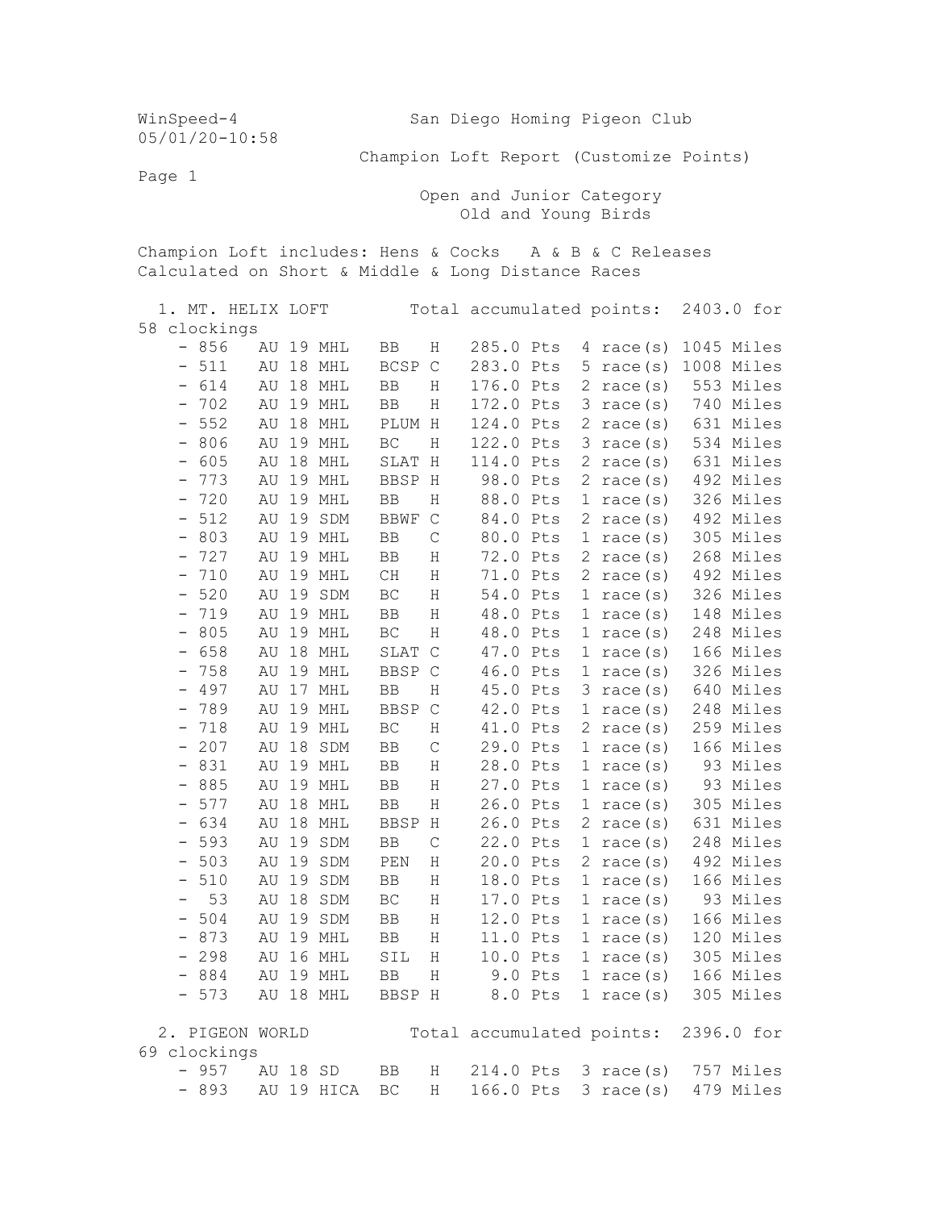WinSpeed-4 San Diego Homing Pigeon Club
05/01/20-10:58

Champion Loft Report (Customize Points)

Page 1

Open and Junior Category
Old and Young Birds

Champion Loft includes: Hens & Cocks A & B & C Releases
Calculated on Short & Middle & Long Distance Races

1. MT. HELIX LOFT Total accumulated points: 2403.0 for 58 clockings

| Band | | | | Color | Sex | Points | Races | Miles |
|---|---|---|---|---|---|---|---|---|
| - 856 | AU | 19 | MHL | BB | H | 285.0 Pts | 4 race(s) | 1045 Miles |
| - 511 | AU | 18 | MHL | BCSP | C | 283.0 Pts | 5 race(s) | 1008 Miles |
| - 614 | AU | 18 | MHL | BB | H | 176.0 Pts | 2 race(s) | 553 Miles |
| - 702 | AU | 19 | MHL | BB | H | 172.0 Pts | 3 race(s) | 740 Miles |
| - 552 | AU | 18 | MHL | PLUM | H | 124.0 Pts | 2 race(s) | 631 Miles |
| - 806 | AU | 19 | MHL | BC | H | 122.0 Pts | 3 race(s) | 534 Miles |
| - 605 | AU | 18 | MHL | SLAT | H | 114.0 Pts | 2 race(s) | 631 Miles |
| - 773 | AU | 19 | MHL | BBSP | H | 98.0 Pts | 2 race(s) | 492 Miles |
| - 720 | AU | 19 | MHL | BB | H | 88.0 Pts | 1 race(s) | 326 Miles |
| - 512 | AU | 19 | SDM | BBWF | C | 84.0 Pts | 2 race(s) | 492 Miles |
| - 803 | AU | 19 | MHL | BB | C | 80.0 Pts | 1 race(s) | 305 Miles |
| - 727 | AU | 19 | MHL | BB | H | 72.0 Pts | 2 race(s) | 268 Miles |
| - 710 | AU | 19 | MHL | CH | H | 71.0 Pts | 2 race(s) | 492 Miles |
| - 520 | AU | 19 | SDM | BC | H | 54.0 Pts | 1 race(s) | 326 Miles |
| - 719 | AU | 19 | MHL | BB | H | 48.0 Pts | 1 race(s) | 148 Miles |
| - 805 | AU | 19 | MHL | BC | H | 48.0 Pts | 1 race(s) | 248 Miles |
| - 658 | AU | 18 | MHL | SLAT | C | 47.0 Pts | 1 race(s) | 166 Miles |
| - 758 | AU | 19 | MHL | BBSP | C | 46.0 Pts | 1 race(s) | 326 Miles |
| - 497 | AU | 17 | MHL | BB | H | 45.0 Pts | 3 race(s) | 640 Miles |
| - 789 | AU | 19 | MHL | BBSP | C | 42.0 Pts | 1 race(s) | 248 Miles |
| - 718 | AU | 19 | MHL | BC | H | 41.0 Pts | 2 race(s) | 259 Miles |
| - 207 | AU | 18 | SDM | BB | C | 29.0 Pts | 1 race(s) | 166 Miles |
| - 831 | AU | 19 | MHL | BB | H | 28.0 Pts | 1 race(s) | 93 Miles |
| - 885 | AU | 19 | MHL | BB | H | 27.0 Pts | 1 race(s) | 93 Miles |
| - 577 | AU | 18 | MHL | BB | H | 26.0 Pts | 1 race(s) | 305 Miles |
| - 634 | AU | 18 | MHL | BBSP | H | 26.0 Pts | 2 race(s) | 631 Miles |
| - 593 | AU | 19 | SDM | BB | C | 22.0 Pts | 1 race(s) | 248 Miles |
| - 503 | AU | 19 | SDM | PEN | H | 20.0 Pts | 2 race(s) | 492 Miles |
| - 510 | AU | 19 | SDM | BB | H | 18.0 Pts | 1 race(s) | 166 Miles |
| - 53 | AU | 18 | SDM | BC | H | 17.0 Pts | 1 race(s) | 93 Miles |
| - 504 | AU | 19 | SDM | BB | H | 12.0 Pts | 1 race(s) | 166 Miles |
| - 873 | AU | 19 | MHL | BB | H | 11.0 Pts | 1 race(s) | 120 Miles |
| - 298 | AU | 16 | MHL | SIL | H | 10.0 Pts | 1 race(s) | 305 Miles |
| - 884 | AU | 19 | MHL | BB | H | 9.0 Pts | 1 race(s) | 166 Miles |
| - 573 | AU | 18 | MHL | BBSP | H | 8.0 Pts | 1 race(s) | 305 Miles |

2. PIGEON WORLD Total accumulated points: 2396.0 for 69 clockings

| Band | | | | Color | Sex | Points | Races | Miles |
|---|---|---|---|---|---|---|---|---|
| - 957 | AU | 18 | SD | BB | H | 214.0 Pts | 3 race(s) | 757 Miles |
| - 893 | AU | 19 | HICA | BC | H | 166.0 Pts | 3 race(s) | 479 Miles |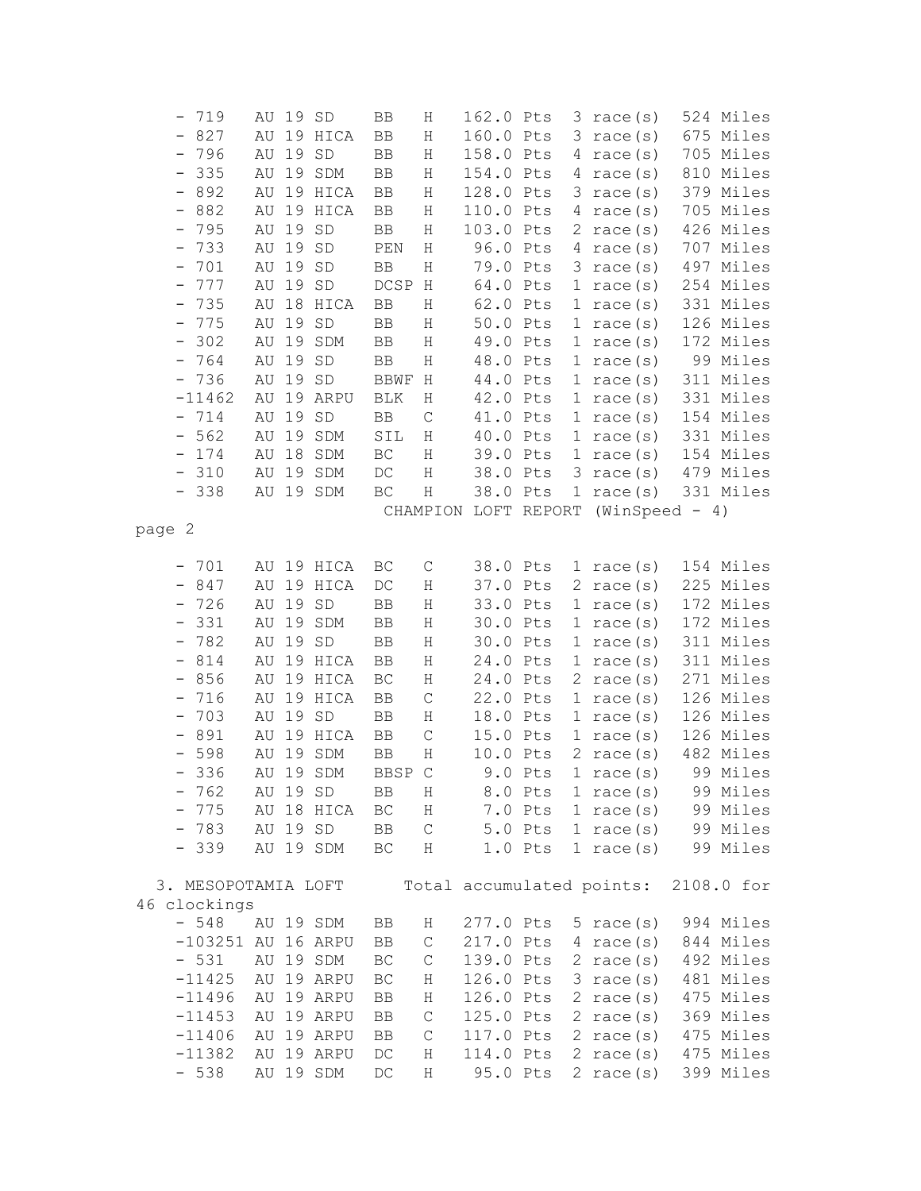```
    - 719    AU 19 SD     BB    H    162.0 Pts   3 race(s)   524 Miles
    - 827    AU 19 HICA   BB    H    160.0 Pts   3 race(s)   675 Miles
    - 796    AU 19 SD     BB    H    158.0 Pts   4 race(s)   705 Miles
    - 335    AU 19 SDM    BB    H    154.0 Pts   4 race(s)   810 Miles
    - 892    AU 19 HICA   BB    H    128.0 Pts   3 race(s)   379 Miles
    - 882    AU 19 HICA   BB    H    110.0 Pts   4 race(s)   705 Miles
    - 795    AU 19 SD     BB    H    103.0 Pts   2 race(s)   426 Miles
    - 733    AU 19 SD     PEN   H     96.0 Pts   4 race(s)   707 Miles
    - 701    AU 19 SD     BB    H     79.0 Pts   3 race(s)   497 Miles
    - 777    AU 19 SD     DCSP  H     64.0 Pts   1 race(s)   254 Miles
    - 735    AU 18 HICA   BB    H     62.0 Pts   1 race(s)   331 Miles
    - 775    AU 19 SD     BB    H     50.0 Pts   1 race(s)   126 Miles
    - 302    AU 19 SDM    BB    H     49.0 Pts   1 race(s)   172 Miles
    - 764    AU 19 SD     BB    H     48.0 Pts   1 race(s)    99 Miles
    - 736    AU 19 SD     BBWF  H     44.0 Pts   1 race(s)   311 Miles
    -11462   AU 19 ARPU   BLK   H     42.0 Pts   1 race(s)   331 Miles
    - 714    AU 19 SD     BB    C     41.0 Pts   1 race(s)   154 Miles
    - 562    AU 19 SDM    SIL   H     40.0 Pts   1 race(s)   331 Miles
    - 174    AU 18 SDM    BC    H     39.0 Pts   1 race(s)   154 Miles
    - 310    AU 19 SDM    DC    H     38.0 Pts   3 race(s)   479 Miles
    - 338    AU 19 SDM    BC    H     38.0 Pts   1 race(s)   331 Miles
                                CHAMPION LOFT REPORT (WinSpeed - 4)
page 2

    - 701    AU 19 HICA   BC    C     38.0 Pts   1 race(s)   154 Miles
    - 847    AU 19 HICA   DC    H     37.0 Pts   2 race(s)   225 Miles
    - 726    AU 19 SD     BB    H     33.0 Pts   1 race(s)   172 Miles
    - 331    AU 19 SDM    BB    H     30.0 Pts   1 race(s)   172 Miles
    - 782    AU 19 SD     BB    H     30.0 Pts   1 race(s)   311 Miles
    - 814    AU 19 HICA   BB    H     24.0 Pts   1 race(s)   311 Miles
    - 856    AU 19 HICA   BC    H     24.0 Pts   2 race(s)   271 Miles
    - 716    AU 19 HICA   BB    C     22.0 Pts   1 race(s)   126 Miles
    - 703    AU 19 SD     BB    H     18.0 Pts   1 race(s)   126 Miles
    - 891    AU 19 HICA   BB    C     15.0 Pts   1 race(s)   126 Miles
    - 598    AU 19 SDM    BB    H     10.0 Pts   2 race(s)   482 Miles
    - 336    AU 19 SDM    BBSP  C      9.0 Pts   1 race(s)    99 Miles
    - 762    AU 19 SD     BB    H      8.0 Pts   1 race(s)    99 Miles
    - 775    AU 18 HICA   BC    H      7.0 Pts   1 race(s)    99 Miles
    - 783    AU 19 SD     BB    C      5.0 Pts   1 race(s)    99 Miles
    - 339    AU 19 SDM    BC    H      1.0 Pts   1 race(s)    99 Miles

  3. MESOPOTAMIA LOFT      Total accumulated points:  2108.0 for
46 clockings
    - 548    AU 19 SDM    BB    H    277.0 Pts   5 race(s)   994 Miles
    -103251  AU 16 ARPU   BB    C    217.0 Pts   4 race(s)   844 Miles
    - 531    AU 19 SDM    BC    C    139.0 Pts   2 race(s)   492 Miles
    -11425   AU 19 ARPU   BC    H    126.0 Pts   3 race(s)   481 Miles
    -11496   AU 19 ARPU   BB    H    126.0 Pts   2 race(s)   475 Miles
    -11453   AU 19 ARPU   BB    C    125.0 Pts   2 race(s)   369 Miles
    -11406   AU 19 ARPU   BB    C    117.0 Pts   2 race(s)   475 Miles
    -11382   AU 19 ARPU   DC    H    114.0 Pts   2 race(s)   475 Miles
    - 538    AU 19 SDM    DC    H     95.0 Pts   2 race(s)   399 Miles
```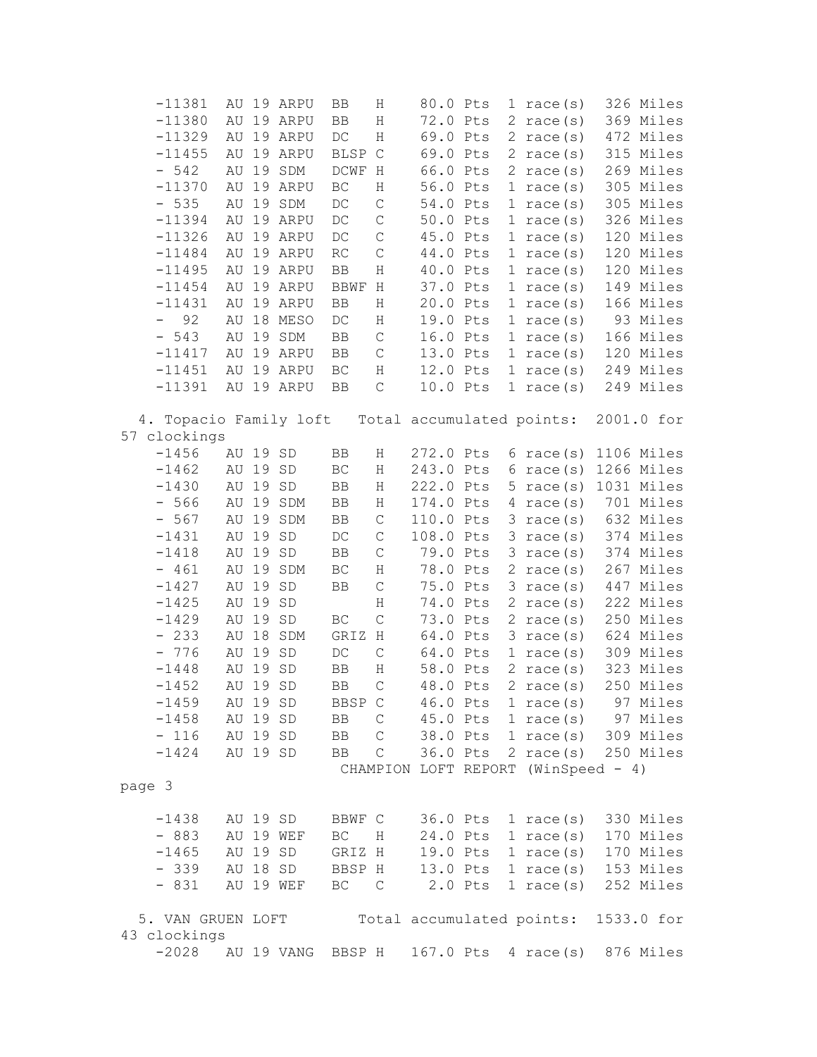```
    -11381   AU 19 ARPU   BB    H    80.0 Pts   1 race(s)   326 Miles
    -11380   AU 19 ARPU   BB    H    72.0 Pts   2 race(s)   369 Miles
    -11329   AU 19 ARPU   DC    H    69.0 Pts   2 race(s)   472 Miles
    -11455   AU 19 ARPU   BLSP C     69.0 Pts   2 race(s)   315 Miles
    - 542    AU 19 SDM    DCWF H     66.0 Pts   2 race(s)   269 Miles
    -11370   AU 19 ARPU   BC    H    56.0 Pts   1 race(s)   305 Miles
    - 535    AU 19 SDM    DC    C    54.0 Pts   1 race(s)   305 Miles
    -11394   AU 19 ARPU   DC    C    50.0 Pts   1 race(s)   326 Miles
    -11326   AU 19 ARPU   DC    C    45.0 Pts   1 race(s)   120 Miles
    -11484   AU 19 ARPU   RC    C    44.0 Pts   1 race(s)   120 Miles
    -11495   AU 19 ARPU   BB    H    40.0 Pts   1 race(s)   120 Miles
    -11454   AU 19 ARPU   BBWF H     37.0 Pts   1 race(s)   149 Miles
    -11431   AU 19 ARPU   BB    H    20.0 Pts   1 race(s)   166 Miles
    -  92    AU 18 MESO   DC    H    19.0 Pts   1 race(s)    93 Miles
    - 543    AU 19 SDM    BB    C    16.0 Pts   1 race(s)   166 Miles
    -11417   AU 19 ARPU   BB    C    13.0 Pts   1 race(s)   120 Miles
    -11451   AU 19 ARPU   BC    H    12.0 Pts   1 race(s)   249 Miles
    -11391   AU 19 ARPU   BB    C    10.0 Pts   1 race(s)   249 Miles

  4. Topacio Family loft   Total accumulated points:  2001.0 for
57 clockings
    -1456    AU 19 SD     BB    H   272.0 Pts   6 race(s)  1106 Miles
    -1462    AU 19 SD     BC    H   243.0 Pts   6 race(s)  1266 Miles
    -1430    AU 19 SD     BB    H   222.0 Pts   5 race(s)  1031 Miles
    - 566    AU 19 SDM    BB    H   174.0 Pts   4 race(s)   701 Miles
    - 567    AU 19 SDM    BB    C   110.0 Pts   3 race(s)   632 Miles
    -1431    AU 19 SD     DC    C   108.0 Pts   3 race(s)   374 Miles
    -1418    AU 19 SD     BB    C    79.0 Pts   3 race(s)   374 Miles
    - 461    AU 19 SDM    BC    H    78.0 Pts   2 race(s)   267 Miles
    -1427    AU 19 SD     BB    C    75.0 Pts   3 race(s)   447 Miles
    -1425    AU 19 SD           H    74.0 Pts   2 race(s)   222 Miles
    -1429    AU 19 SD     BC    C    73.0 Pts   2 race(s)   250 Miles
    - 233    AU 18 SDM    GRIZ H     64.0 Pts   3 race(s)   624 Miles
    - 776    AU 19 SD     DC    C    64.0 Pts   1 race(s)   309 Miles
    -1448    AU 19 SD     BB    H    58.0 Pts   2 race(s)   323 Miles
    -1452    AU 19 SD     BB    C    48.0 Pts   2 race(s)   250 Miles
    -1459    AU 19 SD     BBSP C     46.0 Pts   1 race(s)    97 Miles
    -1458    AU 19 SD     BB    C    45.0 Pts   1 race(s)    97 Miles
    - 116    AU 19 SD     BB    C    38.0 Pts   1 race(s)   309 Miles
    -1424    AU 19 SD     BB    C    36.0 Pts   2 race(s)   250 Miles

    -1438    AU 19 SD     BBWF C     36.0 Pts   1 race(s)   330 Miles
    - 883    AU 19 WEF    BC    H    24.0 Pts   1 race(s)   170 Miles
    -1465    AU 19 SD     GRIZ H     19.0 Pts   1 race(s)   170 Miles
    - 339    AU 18 SD     BBSP H     13.0 Pts   1 race(s)   153 Miles
    - 831    AU 19 WEF    BC    C     2.0 Pts   1 race(s)   252 Miles

  5. VAN GRUEN LOFT        Total accumulated points:  1533.0 for
43 clockings
    -2028    AU 19 VANG   BBSP H    167.0 Pts   4 race(s)   876 Miles
```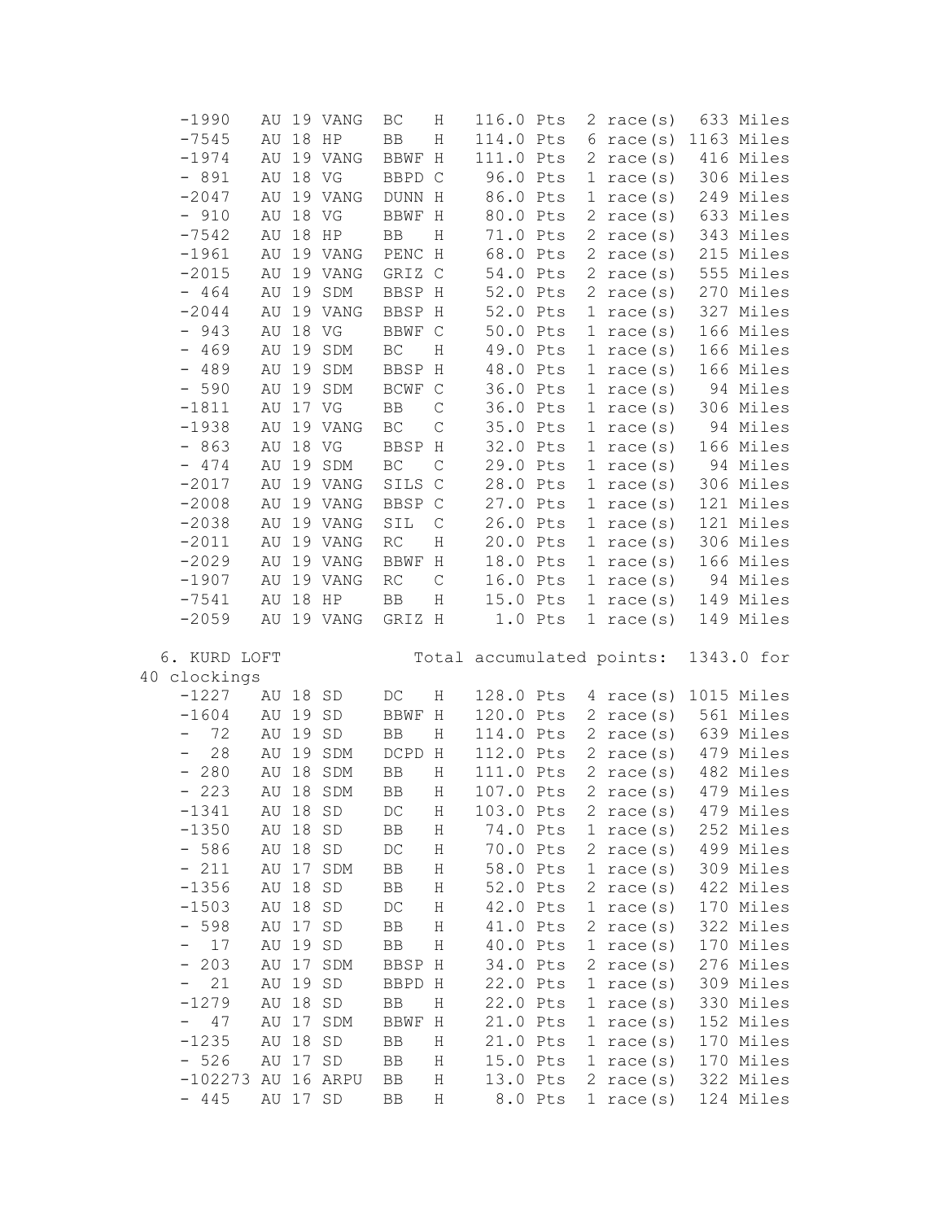```
    -1990    AU 19 VANG   BC    H   116.0 Pts   2 race(s)   633 Miles
    -7545    AU 18 HP     BB    H   114.0 Pts   6 race(s)  1163 Miles
    -1974    AU 19 VANG   BBWF H   111.0 Pts   2 race(s)   416 Miles
    - 891    AU 18 VG     BBPD C    96.0 Pts   1 race(s)   306 Miles
    -2047    AU 19 VANG   DUNN H    86.0 Pts   1 race(s)   249 Miles
    - 910    AU 18 VG     BBWF H    80.0 Pts   2 race(s)   633 Miles
    -7542    AU 18 HP     BB    H    71.0 Pts   2 race(s)   343 Miles
    -1961    AU 19 VANG   PENC H    68.0 Pts   2 race(s)   215 Miles
    -2015    AU 19 VANG   GRIZ C    54.0 Pts   2 race(s)   555 Miles
    - 464    AU 19 SDM    BBSP H    52.0 Pts   2 race(s)   270 Miles
    -2044    AU 19 VANG   BBSP H    52.0 Pts   1 race(s)   327 Miles
    - 943    AU 18 VG     BBWF C    50.0 Pts   1 race(s)   166 Miles
    - 469    AU 19 SDM    BC    H    49.0 Pts   1 race(s)   166 Miles
    - 489    AU 19 SDM    BBSP H    48.0 Pts   1 race(s)   166 Miles
    - 590    AU 19 SDM    BCWF C    36.0 Pts   1 race(s)    94 Miles
    -1811    AU 17 VG     BB    C    36.0 Pts   1 race(s)   306 Miles
    -1938    AU 19 VANG   BC    C    35.0 Pts   1 race(s)    94 Miles
    - 863    AU 18 VG     BBSP H    32.0 Pts   1 race(s)   166 Miles
    - 474    AU 19 SDM    BC    C    29.0 Pts   1 race(s)    94 Miles
    -2017    AU 19 VANG   SILS C    28.0 Pts   1 race(s)   306 Miles
    -2008    AU 19 VANG   BBSP C    27.0 Pts   1 race(s)   121 Miles
    -2038    AU 19 VANG   SIL   C    26.0 Pts   1 race(s)   121 Miles
    -2011    AU 19 VANG   RC    H    20.0 Pts   1 race(s)   306 Miles
    -2029    AU 19 VANG   BBWF H    18.0 Pts   1 race(s)   166 Miles
    -1907    AU 19 VANG   RC    C    16.0 Pts   1 race(s)    94 Miles
    -7541    AU 18 HP     BB    H    15.0 Pts   1 race(s)   149 Miles
    -2059    AU 19 VANG   GRIZ H     1.0 Pts   1 race(s)   149 Miles

  6. KURD LOFT               Total accumulated points:  1343.0 for
40 clockings
    -1227    AU 18 SD     DC    H   128.0 Pts   4 race(s)  1015 Miles
    -1604    AU 19 SD     BBWF H   120.0 Pts   2 race(s)   561 Miles
    -  72    AU 19 SD     BB    H   114.0 Pts   2 race(s)   639 Miles
    -  28    AU 19 SDM    DCPD H   112.0 Pts   2 race(s)   479 Miles
    - 280    AU 18 SDM    BB    H   111.0 Pts   2 race(s)   482 Miles
    - 223    AU 18 SDM    BB    H   107.0 Pts   2 race(s)   479 Miles
    -1341    AU 18 SD     DC    H   103.0 Pts   2 race(s)   479 Miles
    -1350    AU 18 SD     BB    H    74.0 Pts   1 race(s)   252 Miles
    - 586    AU 18 SD     DC    H    70.0 Pts   2 race(s)   499 Miles
    - 211    AU 17 SDM    BB    H    58.0 Pts   1 race(s)   309 Miles
    -1356    AU 18 SD     BB    H    52.0 Pts   2 race(s)   422 Miles
    -1503    AU 18 SD     DC    H    42.0 Pts   1 race(s)   170 Miles
    - 598    AU 17 SD     BB    H    41.0 Pts   2 race(s)   322 Miles
    -  17    AU 19 SD     BB    H    40.0 Pts   1 race(s)   170 Miles
    - 203    AU 17 SDM    BBSP H    34.0 Pts   2 race(s)   276 Miles
    -  21    AU 19 SD     BBPD H    22.0 Pts   1 race(s)   309 Miles
    -1279    AU 18 SD     BB    H    22.0 Pts   1 race(s)   330 Miles
    -  47    AU 17 SDM    BBWF H    21.0 Pts   1 race(s)   152 Miles
    -1235    AU 18 SD     BB    H    21.0 Pts   1 race(s)   170 Miles
    - 526    AU 17 SD     BB    H    15.0 Pts   1 race(s)   170 Miles
    -102273  AU 16 ARPU   BB    H    13.0 Pts   2 race(s)   322 Miles
    - 445    AU 17 SD     BB    H     8.0 Pts   1 race(s)   124 Miles
```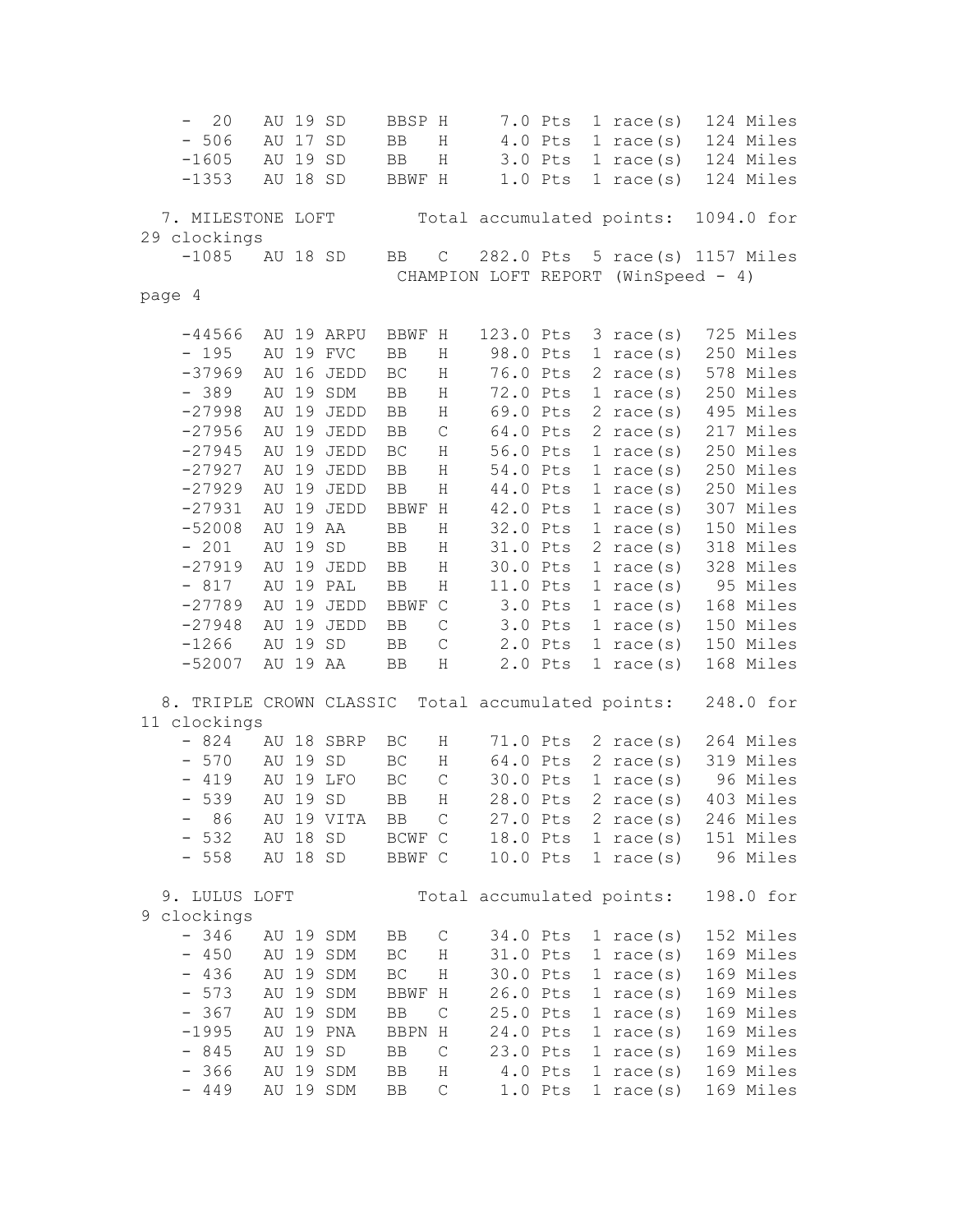```
    -  20   AU 19 SD    BBSP H     7.0 Pts  1 race(s)  124 Miles
    - 506   AU 17 SD    BB   H     4.0 Pts  1 race(s)  124 Miles
    -1605   AU 19 SD    BB   H     3.0 Pts  1 race(s)  124 Miles
    -1353   AU 18 SD    BBWF H     1.0 Pts  1 race(s)  124 Miles

  7. MILESTONE LOFT        Total accumulated points:  1094.0 for
29 clockings
    -1085   AU 18 SD    BB   C   282.0 Pts  5 race(s) 1157 Miles
    -44566  AU 19 ARPU  BBWF H   123.0 Pts  3 race(s)  725 Miles
    - 195   AU 19 FVC   BB   H    98.0 Pts  1 race(s)  250 Miles
    -37969  AU 16 JEDD  BC   H    76.0 Pts  2 race(s)  578 Miles
    - 389   AU 19 SDM   BB   H    72.0 Pts  1 race(s)  250 Miles
    -27998  AU 19 JEDD  BB   H    69.0 Pts  2 race(s)  495 Miles
    -27956  AU 19 JEDD  BB   C    64.0 Pts  2 race(s)  217 Miles
    -27945  AU 19 JEDD  BC   H    56.0 Pts  1 race(s)  250 Miles
    -27927  AU 19 JEDD  BB   H    54.0 Pts  1 race(s)  250 Miles
    -27929  AU 19 JEDD  BB   H    44.0 Pts  1 race(s)  250 Miles
    -27931  AU 19 JEDD  BBWF H    42.0 Pts  1 race(s)  307 Miles
    -52008  AU 19 AA    BB   H    32.0 Pts  1 race(s)  150 Miles
    - 201   AU 19 SD    BB   H    31.0 Pts  2 race(s)  318 Miles
    -27919  AU 19 JEDD  BB   H    30.0 Pts  1 race(s)  328 Miles
    - 817   AU 19 PAL   BB   H    11.0 Pts  1 race(s)   95 Miles
    -27789  AU 19 JEDD  BBWF C     3.0 Pts  1 race(s)  168 Miles
    -27948  AU 19 JEDD  BB   C     3.0 Pts  1 race(s)  150 Miles
    -1266   AU 19 SD    BB   C     2.0 Pts  1 race(s)  150 Miles
    -52007  AU 19 AA    BB   H     2.0 Pts  1 race(s)  168 Miles

  8. TRIPLE CROWN CLASSIC  Total accumulated points:   248.0 for
11 clockings
    - 824   AU 18 SBRP  BC   H    71.0 Pts  2 race(s)  264 Miles
    - 570   AU 19 SD    BC   H    64.0 Pts  2 race(s)  319 Miles
    - 419   AU 19 LFO   BC   C    30.0 Pts  1 race(s)   96 Miles
    - 539   AU 19 SD    BB   H    28.0 Pts  2 race(s)  403 Miles
    -  86   AU 19 VITA  BB   C    27.0 Pts  2 race(s)  246 Miles
    - 532   AU 18 SD    BCWF C    18.0 Pts  1 race(s)  151 Miles
    - 558   AU 18 SD    BBWF C    10.0 Pts  1 race(s)   96 Miles

  9. LULUS LOFT           Total accumulated points:   198.0 for
9 clockings
    - 346   AU 19 SDM   BB   C    34.0 Pts  1 race(s)  152 Miles
    - 450   AU 19 SDM   BC   H    31.0 Pts  1 race(s)  169 Miles
    - 436   AU 19 SDM   BC   H    30.0 Pts  1 race(s)  169 Miles
    - 573   AU 19 SDM   BBWF H    26.0 Pts  1 race(s)  169 Miles
    - 367   AU 19 SDM   BB   C    25.0 Pts  1 race(s)  169 Miles
    -1995   AU 19 PNA   BBPN H    24.0 Pts  1 race(s)  169 Miles
    - 845   AU 19 SD    BB   C    23.0 Pts  1 race(s)  169 Miles
    - 366   AU 19 SDM   BB   H     4.0 Pts  1 race(s)  169 Miles
    - 449   AU 19 SDM   BB   C     1.0 Pts  1 race(s)  169 Miles
```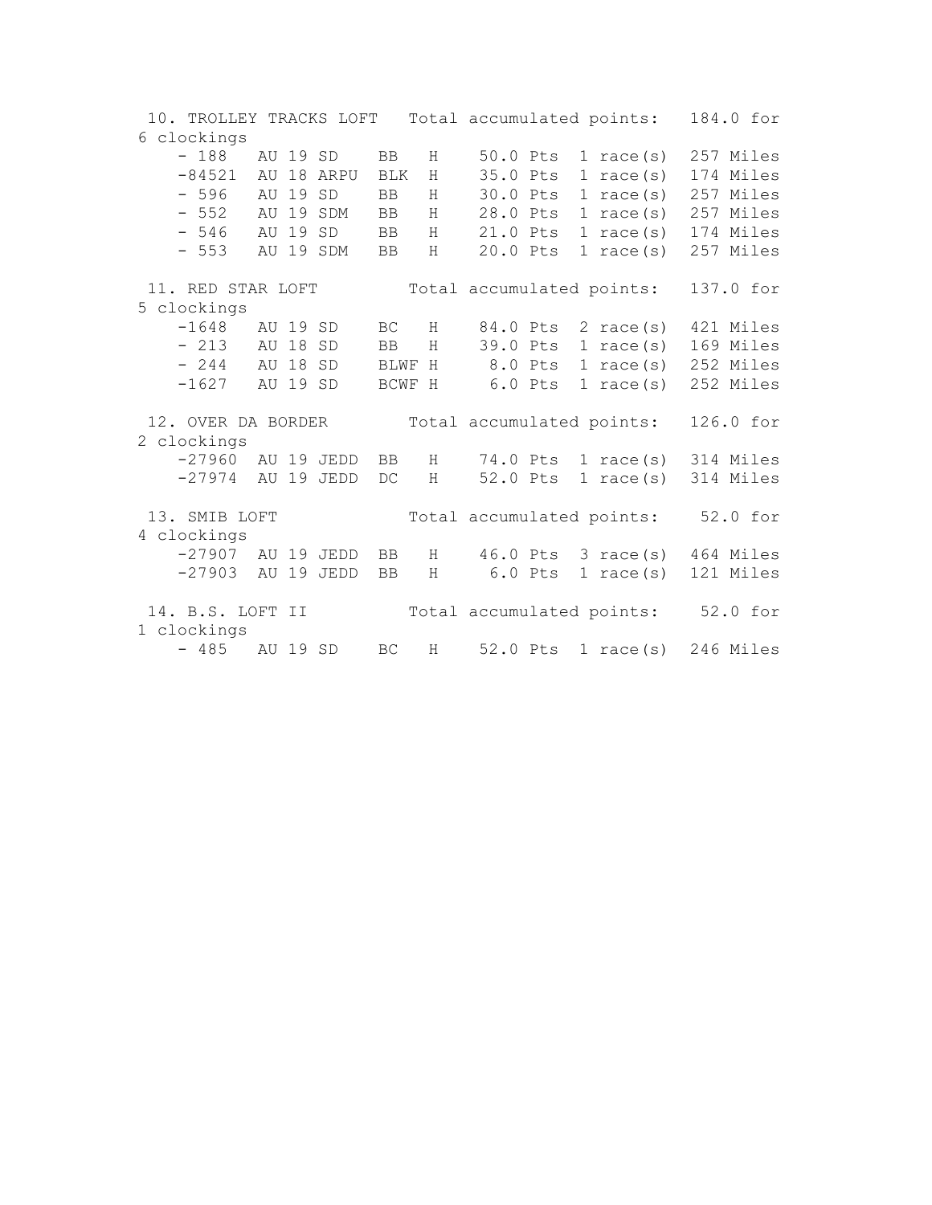10. TROLLEY TRACKS LOFT   Total accumulated points:   184.0 for 6 clockings

| | | | | | | | |
|---|---|---|---|---|---|---|---|
| - 188 | AU 19 SD | BB | H | 50.0 Pts | 1 race(s) | 257 Miles |
| -84521 | AU 18 ARPU | BLK | H | 35.0 Pts | 1 race(s) | 174 Miles |
| - 596 | AU 19 SD | BB | H | 30.0 Pts | 1 race(s) | 257 Miles |
| - 552 | AU 19 SDM | BB | H | 28.0 Pts | 1 race(s) | 257 Miles |
| - 546 | AU 19 SD | BB | H | 21.0 Pts | 1 race(s) | 174 Miles |
| - 553 | AU 19 SDM | BB | H | 20.0 Pts | 1 race(s) | 257 Miles |

11. RED STAR LOFT   Total accumulated points:   137.0 for 5 clockings

| | | | | | | |
|---|---|---|---|---|---|---|
| -1648 | AU 19 SD | BC | H | 84.0 Pts | 2 race(s) | 421 Miles |
| - 213 | AU 18 SD | BB | H | 39.0 Pts | 1 race(s) | 169 Miles |
| - 244 | AU 18 SD | BLWF | H | 8.0 Pts | 1 race(s) | 252 Miles |
| -1627 | AU 19 SD | BCWF | H | 6.0 Pts | 1 race(s) | 252 Miles |

12. OVER DA BORDER   Total accumulated points:   126.0 for 2 clockings

| | | | | | | |
|---|---|---|---|---|---|---|
| -27960 | AU 19 JEDD | BB | H | 74.0 Pts | 1 race(s) | 314 Miles |
| -27974 | AU 19 JEDD | DC | H | 52.0 Pts | 1 race(s) | 314 Miles |

13. SMIB LOFT   Total accumulated points:   52.0 for 4 clockings

| | | | | | | |
|---|---|---|---|---|---|---|
| -27907 | AU 19 JEDD | BB | H | 46.0 Pts | 3 race(s) | 464 Miles |
| -27903 | AU 19 JEDD | BB | H | 6.0 Pts | 1 race(s) | 121 Miles |

14. B.S. LOFT II   Total accumulated points:   52.0 for 1 clockings

| | | | | | | |
|---|---|---|---|---|---|---|
| - 485 | AU 19 SD | BC | H | 52.0 Pts | 1 race(s) | 246 Miles |